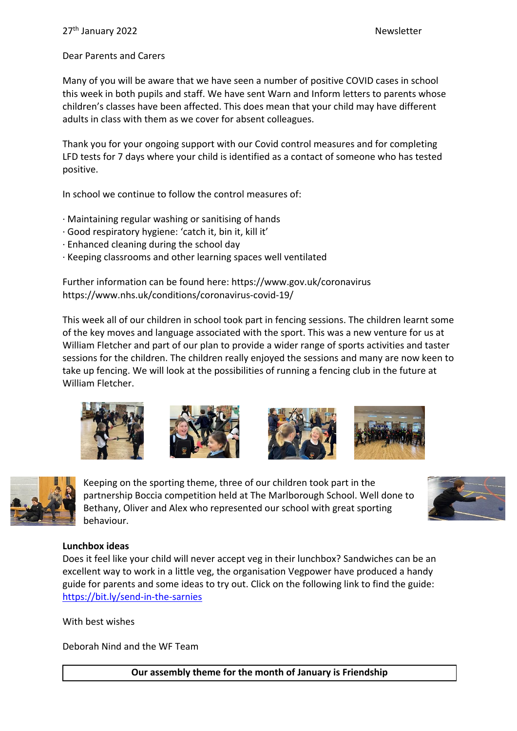27th January 2022 Newsletter

Dear Parents and Carers

Many of you will be aware that we have seen a number of positive COVID cases in school this week in both pupils and staff. We have sent Warn and Inform letters to parents whose children's classes have been affected. This does mean that your child may have different adults in class with them as we cover for absent colleagues.

Thank you for your ongoing support with our Covid control measures and for completing LFD tests for 7 days where your child is identified as a contact of someone who has tested positive.

In school we continue to follow the control measures of:

· Maintaining regular washing or sanitising of hands
· Good respiratory hygiene: 'catch it, bin it, kill it'
· Enhanced cleaning during the school day
· Keeping classrooms and other learning spaces well ventilated

Further information can be found here: https://www.gov.uk/coronavirus
https://www.nhs.uk/conditions/coronavirus-covid-19/

This week all of our children in school took part in fencing sessions. The children learnt some of the key moves and language associated with the sport. This was a new venture for us at William Fletcher and part of our plan to provide a wider range of sports activities and taster sessions for the children. The children really enjoyed the sessions and many are now keen to take up fencing. We will look at the possibilities of running a fencing club in the future at William Fletcher.

Keeping on the sporting theme, three of our children took part in the partnership Boccia competition held at The Marlborough School. Well done to Bethany, Oliver and Alex who represented our school with great sporting behaviour.

**Lunchbox ideas**

Does it feel like your child will never accept veg in their lunchbox? Sandwiches can be an excellent way to work in a little veg, the organisation Vegpower have produced a handy guide for parents and some ideas to try out. Click on the following link to find the guide: https://bit.ly/send-in-the-sarnies

With best wishes

Deborah Nind and the WF Team

**Our assembly theme for the month of January is Friendship**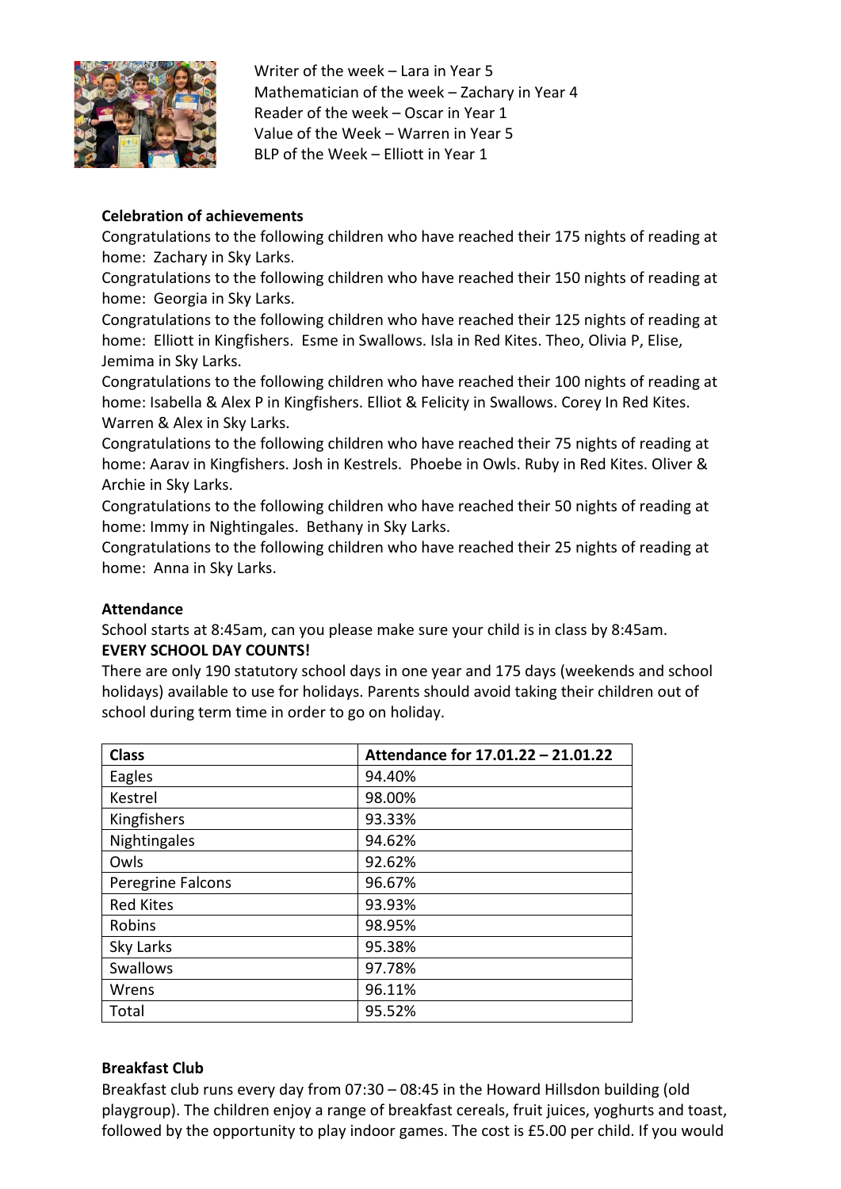Writer of the week – Lara in Year 5
Mathematician of the week – Zachary in Year 4
Reader of the week – Oscar in Year 1
Value of the Week – Warren in Year 5
BLP of the Week – Elliott in Year 1

**Celebration of achievements**

Congratulations to the following children who have reached their 175 nights of reading at home: Zachary in Sky Larks.

Congratulations to the following children who have reached their 150 nights of reading at home: Georgia in Sky Larks.

Congratulations to the following children who have reached their 125 nights of reading at home: Elliott in Kingfishers. Esme in Swallows. Isla in Red Kites. Theo, Olivia P, Elise, Jemima in Sky Larks.

Congratulations to the following children who have reached their 100 nights of reading at home: Isabella & Alex P in Kingfishers. Elliot & Felicity in Swallows. Corey In Red Kites. Warren & Alex in Sky Larks.

Congratulations to the following children who have reached their 75 nights of reading at home: Aarav in Kingfishers. Josh in Kestrels. Phoebe in Owls. Ruby in Red Kites. Oliver & Archie in Sky Larks.

Congratulations to the following children who have reached their 50 nights of reading at home: Immy in Nightingales. Bethany in Sky Larks.

Congratulations to the following children who have reached their 25 nights of reading at home: Anna in Sky Larks.

**Attendance**

School starts at 8:45am, can you please make sure your child is in class by 8:45am.

**EVERY SCHOOL DAY COUNTS!**

There are only 190 statutory school days in one year and 175 days (weekends and school holidays) available to use for holidays. Parents should avoid taking their children out of school during term time in order to go on holiday.

| Class | Attendance for 17.01.22 – 21.01.22 |
|---|---|
| Eagles | 94.40% |
| Kestrel | 98.00% |
| Kingfishers | 93.33% |
| Nightingales | 94.62% |
| Owls | 92.62% |
| Peregrine Falcons | 96.67% |
| Red Kites | 93.93% |
| Robins | 98.95% |
| Sky Larks | 95.38% |
| Swallows | 97.78% |
| Wrens | 96.11% |
| Total | 95.52% |

**Breakfast Club**

Breakfast club runs every day from 07:30 – 08:45 in the Howard Hillsdon building (old playgroup). The children enjoy a range of breakfast cereals, fruit juices, yoghurts and toast, followed by the opportunity to play indoor games. The cost is £5.00 per child. If you would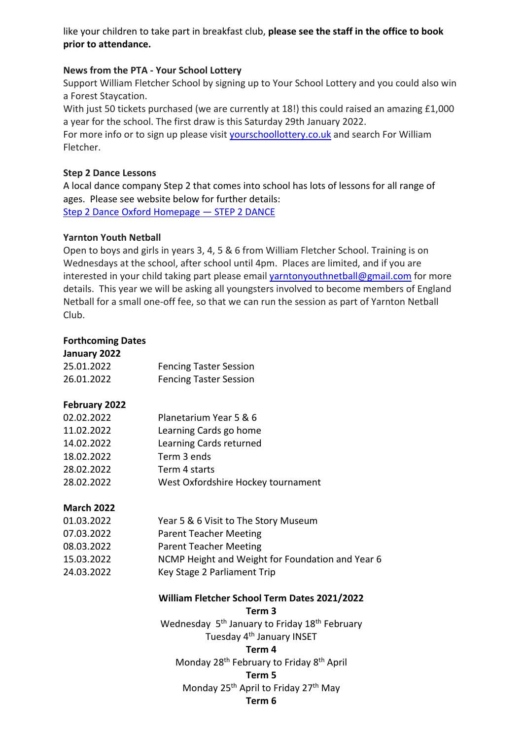like your children to take part in breakfast club, **please see the staff in the office to book prior to attendance.**

**News from the PTA - Your School Lottery**

Support William Fletcher School by signing up to Your School Lottery and you could also win a Forest Staycation.

With just 50 tickets purchased (we are currently at 18!) this could raised an amazing £1,000 a year for the school. The first draw is this Saturday 29th January 2022.

For more info or to sign up please visit [yourschoollottery.co.uk](yourschoollottery.co.uk) and search For William Fletcher.

**Step 2 Dance Lessons**

A local dance company Step 2 that comes into school has lots of lessons for all range of ages. Please see website below for further details:

[Step 2 Dance Oxford Homepage — STEP 2 DANCE]()

**Yarnton Youth Netball**

Open to boys and girls in years 3, 4, 5 & 6 from William Fletcher School. Training is on Wednesdays at the school, after school until 4pm. Places are limited, and if you are interested in your child taking part please email [yarntonyouthnetball@gmail.com](mailto:yarntonyouthnetball@gmail.com) for more details. This year we will be asking all youngsters involved to become members of England Netball for a small one-off fee, so that we can run the session as part of Yarnton Netball Club.

**Forthcoming Dates**

**January 2022**

| | |
|---|---|
| 25.01.2022 | Fencing Taster Session |
| 26.01.2022 | Fencing Taster Session |

**February 2022**

| | |
|---|---|
| 02.02.2022 | Planetarium Year 5 & 6 |
| 11.02.2022 | Learning Cards go home |
| 14.02.2022 | Learning Cards returned |
| 18.02.2022 | Term 3 ends |
| 28.02.2022 | Term 4 starts |
| 28.02.2022 | West Oxfordshire Hockey tournament |

**March 2022**

| | |
|---|---|
| 01.03.2022 | Year 5 & 6 Visit to The Story Museum |
| 07.03.2022 | Parent Teacher Meeting |
| 08.03.2022 | Parent Teacher Meeting |
| 15.03.2022 | NCMP Height and Weight for Foundation and Year 6 |
| 24.03.2022 | Key Stage 2 Parliament Trip |

**William Fletcher School Term Dates 2021/2022**

**Term 3**

Wednesday 5th January to Friday 18th February

Tuesday 4th January INSET

**Term 4**

Monday 28th February to Friday 8th April

**Term 5**

Monday 25th April to Friday 27th May

**Term 6**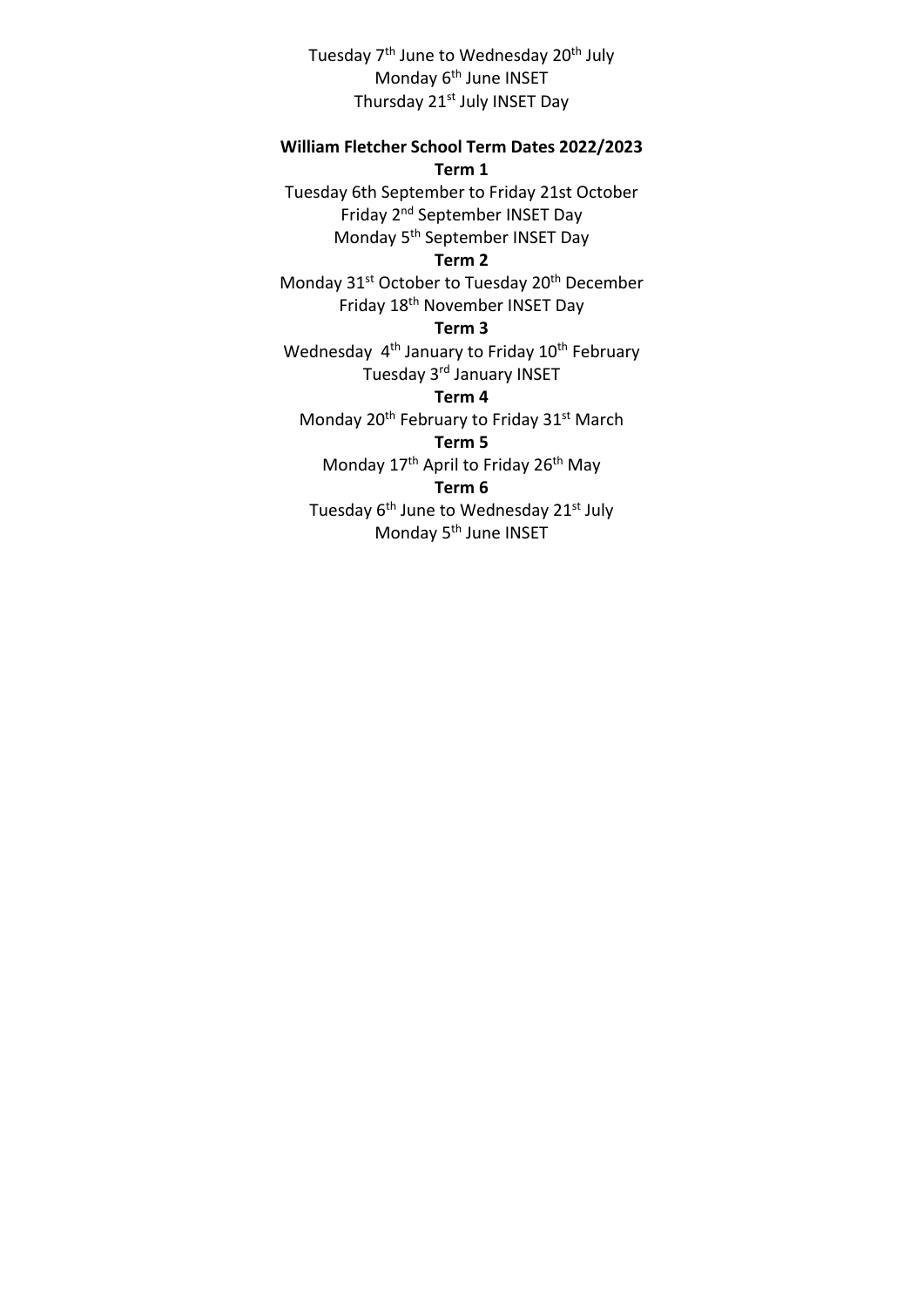Tuesday 7th June to Wednesday 20th July

Monday 6th June INSET

Thursday 21st July INSET Day

**William Fletcher School Term Dates 2022/2023**

**Term 1**

Tuesday 6th September to Friday 21st October

Friday 2nd September INSET Day

Monday 5th September INSET Day

**Term 2**

Monday 31st October to Tuesday 20th December

Friday 18th November INSET Day

**Term 3**

Wednesday 4th January to Friday 10th February

Tuesday 3rd January INSET

**Term 4**

Monday 20th February to Friday 31st March

**Term 5**

Monday 17th April to Friday 26th May

**Term 6**

Tuesday 6th June to Wednesday 21st July

Monday 5th June INSET